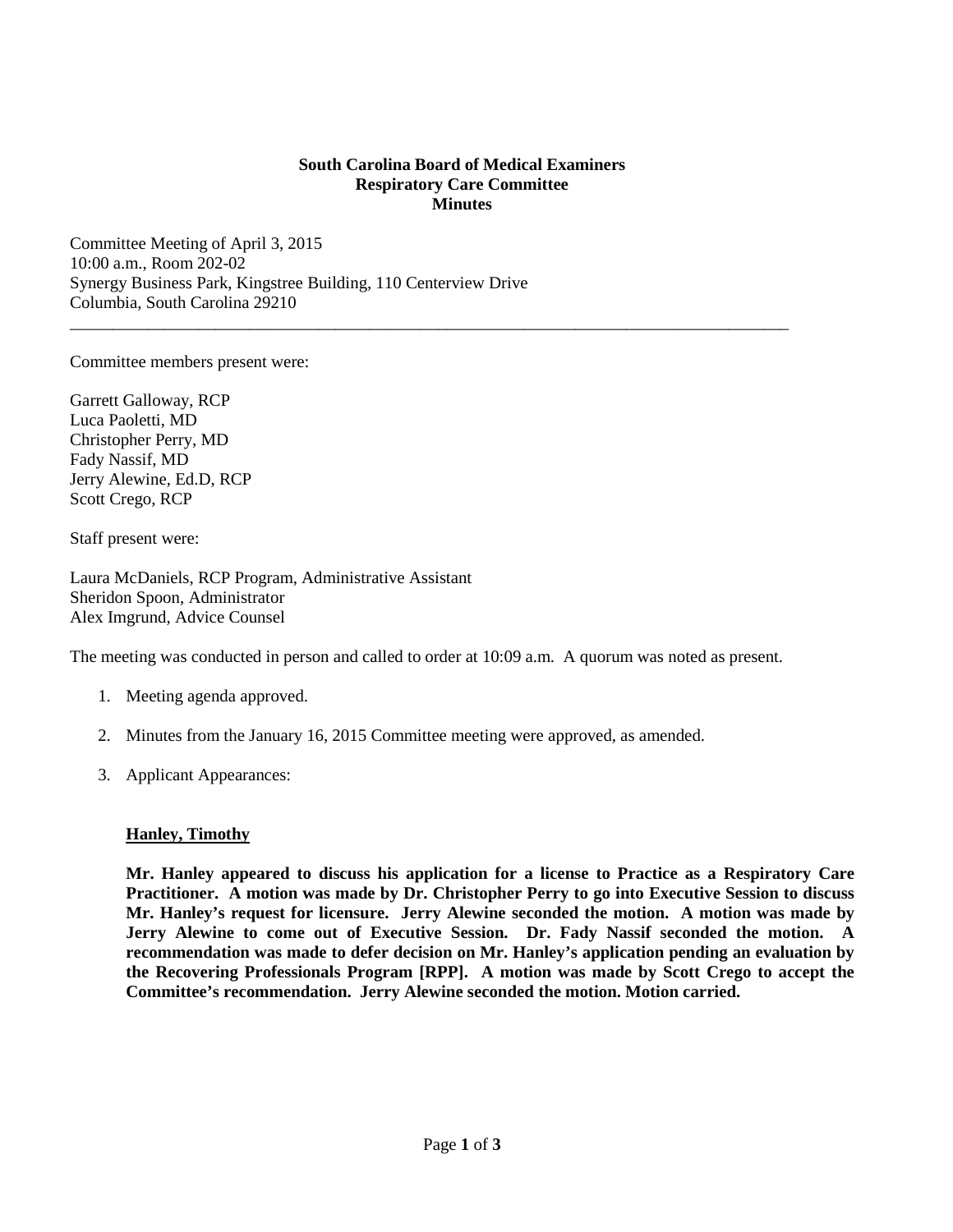**South Carolina Board of Medical Examiners**
**Respiratory Care Committee**
**Minutes**

Committee Meeting of April 3, 2015
10:00 a.m., Room 202-02
Synergy Business Park, Kingstree Building, 110 Centerview Drive
Columbia, South Carolina 29210

---

Committee members present were:

Garrett Galloway, RCP
Luca Paoletti, MD
Christopher Perry, MD
Fady Nassif, MD
Jerry Alewine, Ed.D, RCP
Scott Crego, RCP

Staff present were:

Laura McDaniels, RCP Program, Administrative Assistant
Sheridon Spoon, Administrator
Alex Imgrund, Advice Counsel

The meeting was conducted in person and called to order at 10:09 a.m. A quorum was noted as present.

1. Meeting agenda approved.

2. Minutes from the January 16, 2015 Committee meeting were approved, as amended.

3. Applicant Appearances:

**Hanley, Timothy**

**Mr. Hanley appeared to discuss his application for a license to Practice as a Respiratory Care Practitioner. A motion was made by Dr. Christopher Perry to go into Executive Session to discuss Mr. Hanley's request for licensure. Jerry Alewine seconded the motion. A motion was made by Jerry Alewine to come out of Executive Session. Dr. Fady Nassif seconded the motion. A recommendation was made to defer decision on Mr. Hanley's application pending an evaluation by the Recovering Professionals Program [RPP]. A motion was made by Scott Crego to accept the Committee's recommendation. Jerry Alewine seconded the motion. Motion carried.**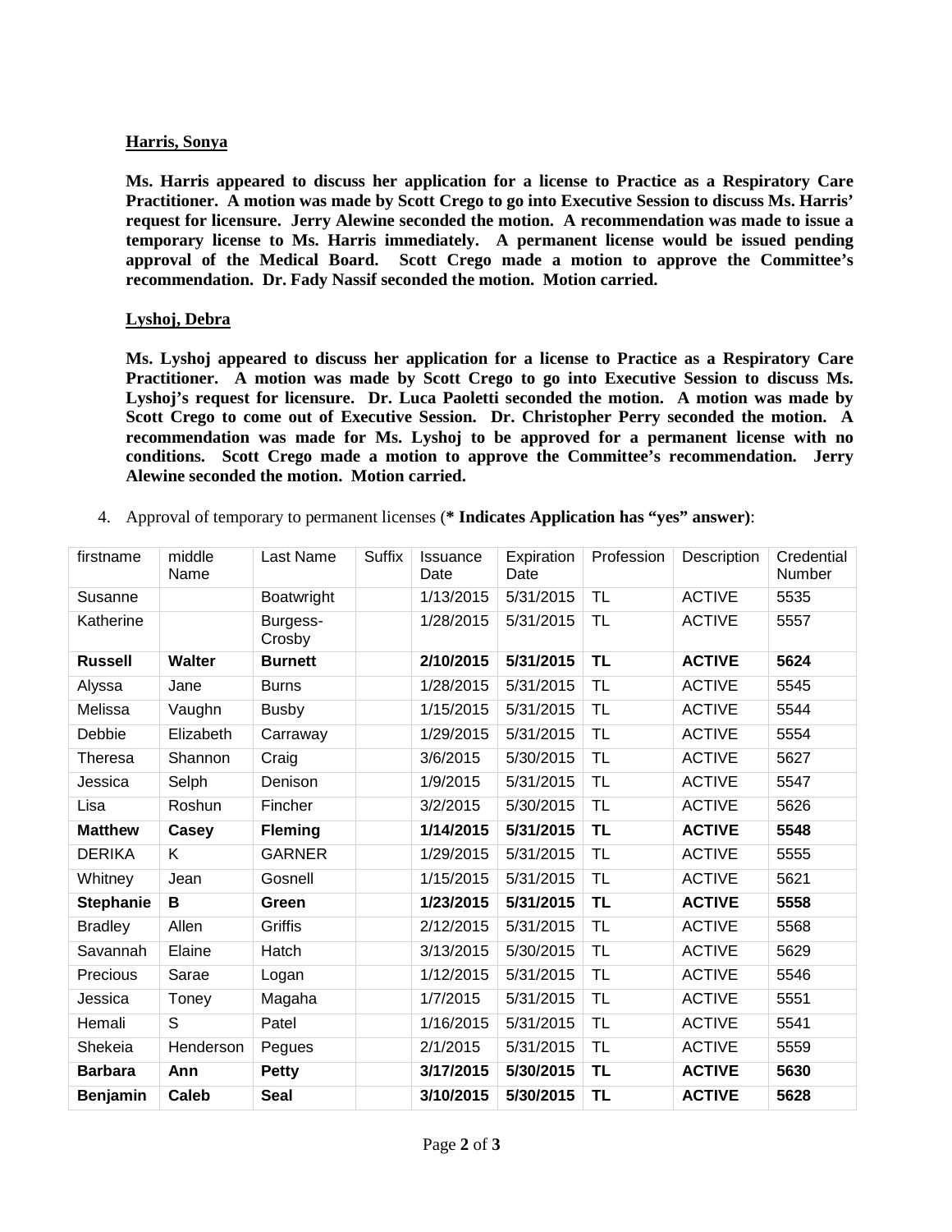**Harris, Sonya**

**Ms. Harris appeared to discuss her application for a license to Practice as a Respiratory Care Practitioner. A motion was made by Scott Crego to go into Executive Session to discuss Ms. Harris' request for licensure. Jerry Alewine seconded the motion. A recommendation was made to issue a temporary license to Ms. Harris immediately. A permanent license would be issued pending approval of the Medical Board. Scott Crego made a motion to approve the Committee's recommendation. Dr. Fady Nassif seconded the motion. Motion carried.**

**Lyshoj, Debra**

**Ms. Lyshoj appeared to discuss her application for a license to Practice as a Respiratory Care Practitioner. A motion was made by Scott Crego to go into Executive Session to discuss Ms. Lyshoj's request for licensure. Dr. Luca Paoletti seconded the motion. A motion was made by Scott Crego to come out of Executive Session. Dr. Christopher Perry seconded the motion. A recommendation was made for Ms. Lyshoj to be approved for a permanent license with no conditions. Scott Crego made a motion to approve the Committee's recommendation. Jerry Alewine seconded the motion. Motion carried.**

4. Approval of temporary to permanent licenses (**\* Indicates Application has "yes" answer)**:

| firstname | middle Name | Last Name | Suffix | Issuance Date | Expiration Date | Profession | Description | Credential Number |
|---|---|---|---|---|---|---|---|---|
| Susanne | | Boatwright | | 1/13/2015 | 5/31/2015 | TL | ACTIVE | 5535 |
| Katherine | | Burgess-Crosby | | 1/28/2015 | 5/31/2015 | TL | ACTIVE | 5557 |
| **Russell** | **Walter** | **Burnett** | | **2/10/2015** | **5/31/2015** | **TL** | **ACTIVE** | **5624** |
| Alyssa | Jane | Burns | | 1/28/2015 | 5/31/2015 | TL | ACTIVE | 5545 |
| Melissa | Vaughn | Busby | | 1/15/2015 | 5/31/2015 | TL | ACTIVE | 5544 |
| Debbie | Elizabeth | Carraway | | 1/29/2015 | 5/31/2015 | TL | ACTIVE | 5554 |
| Theresa | Shannon | Craig | | 3/6/2015 | 5/30/2015 | TL | ACTIVE | 5627 |
| Jessica | Selph | Denison | | 1/9/2015 | 5/31/2015 | TL | ACTIVE | 5547 |
| Lisa | Roshun | Fincher | | 3/2/2015 | 5/30/2015 | TL | ACTIVE | 5626 |
| **Matthew** | **Casey** | **Fleming** | | **1/14/2015** | **5/31/2015** | **TL** | **ACTIVE** | **5548** |
| DERIKA | K | GARNER | | 1/29/2015 | 5/31/2015 | TL | ACTIVE | 5555 |
| Whitney | Jean | Gosnell | | 1/15/2015 | 5/31/2015 | TL | ACTIVE | 5621 |
| **Stephanie** | **B** | **Green** | | **1/23/2015** | **5/31/2015** | **TL** | **ACTIVE** | **5558** |
| Bradley | Allen | Griffis | | 2/12/2015 | 5/31/2015 | TL | ACTIVE | 5568 |
| Savannah | Elaine | Hatch | | 3/13/2015 | 5/30/2015 | TL | ACTIVE | 5629 |
| Precious | Sarae | Logan | | 1/12/2015 | 5/31/2015 | TL | ACTIVE | 5546 |
| Jessica | Toney | Magaha | | 1/7/2015 | 5/31/2015 | TL | ACTIVE | 5551 |
| Hemali | S | Patel | | 1/16/2015 | 5/31/2015 | TL | ACTIVE | 5541 |
| Shekeia | Henderson | Pegues | | 2/1/2015 | 5/31/2015 | TL | ACTIVE | 5559 |
| **Barbara** | **Ann** | **Petty** | | **3/17/2015** | **5/30/2015** | **TL** | **ACTIVE** | **5630** |
| **Benjamin** | **Caleb** | **Seal** | | **3/10/2015** | **5/30/2015** | **TL** | **ACTIVE** | **5628** |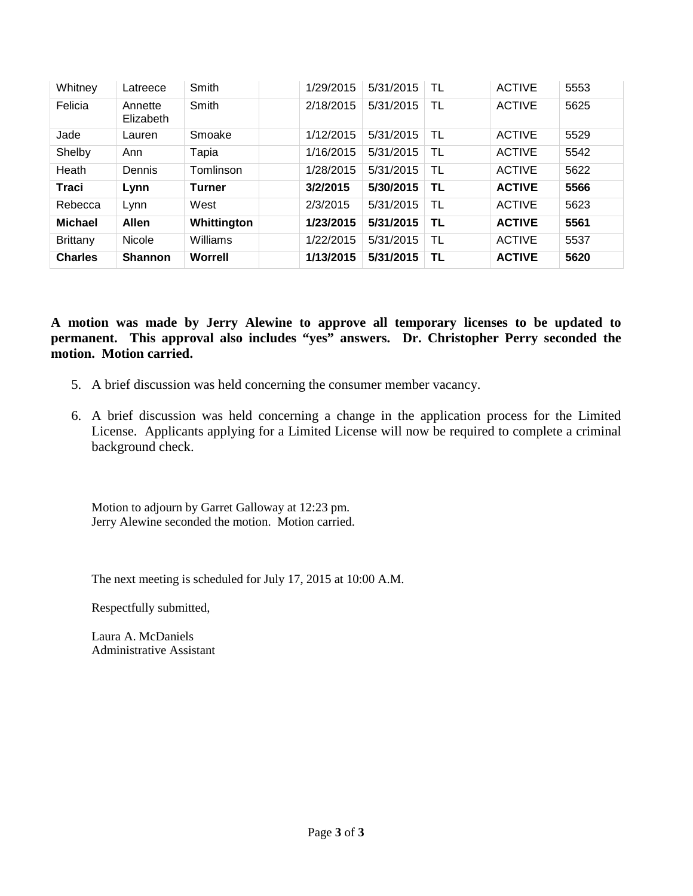| | | | | | | | | |
|---|---|---|---|---|---|---|---|---|
| Whitney | Latreece | Smith | | 1/29/2015 | 5/31/2015 | TL | ACTIVE | 5553 |
| Felicia | Annette Elizabeth | Smith | | 2/18/2015 | 5/31/2015 | TL | ACTIVE | 5625 |
| Jade | Lauren | Smoake | | 1/12/2015 | 5/31/2015 | TL | ACTIVE | 5529 |
| Shelby | Ann | Tapia | | 1/16/2015 | 5/31/2015 | TL | ACTIVE | 5542 |
| Heath | Dennis | Tomlinson | | 1/28/2015 | 5/31/2015 | TL | ACTIVE | 5622 |
| **Traci** | **Lynn** | **Turner** | | **3/2/2015** | **5/30/2015** | **TL** | **ACTIVE** | **5566** |
| Rebecca | Lynn | West | | 2/3/2015 | 5/31/2015 | TL | ACTIVE | 5623 |
| **Michael** | **Allen** | **Whittington** | | **1/23/2015** | **5/31/2015** | **TL** | **ACTIVE** | **5561** |
| Brittany | Nicole | Williams | | 1/22/2015 | 5/31/2015 | TL | ACTIVE | 5537 |
| **Charles** | **Shannon** | **Worrell** | | **1/13/2015** | **5/31/2015** | **TL** | **ACTIVE** | **5620** |

**A motion was made by Jerry Alewine to approve all temporary licenses to be updated to permanent. This approval also includes "yes" answers. Dr. Christopher Perry seconded the motion. Motion carried.**

5. A brief discussion was held concerning the consumer member vacancy.

6. A brief discussion was held concerning a change in the application process for the Limited License. Applicants applying for a Limited License will now be required to complete a criminal background check.

Motion to adjourn by Garret Galloway at 12:23 pm.
Jerry Alewine seconded the motion. Motion carried.

The next meeting is scheduled for July 17, 2015 at 10:00 A.M.

Respectfully submitted,

Laura A. McDaniels
Administrative Assistant